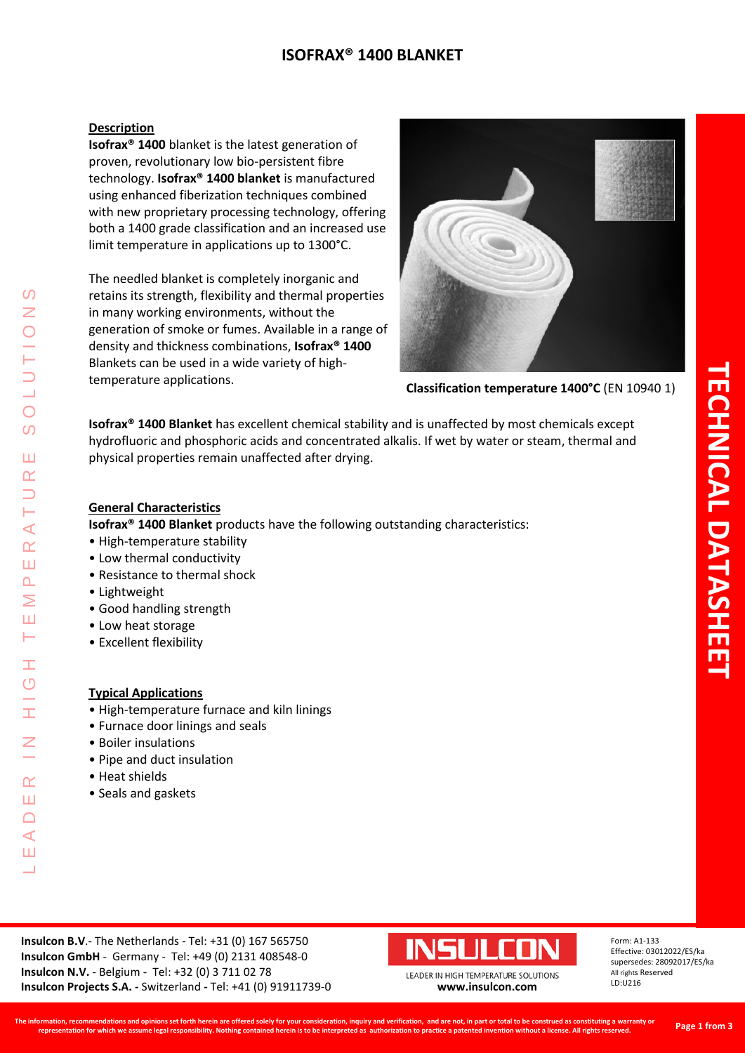# ISOFRAX® 1400 BLANKET

## Description

**Isofrax® 1400** blanket is the latest generation of proven, revolutionary low bio-persistent fibre technology. **Isofrax® 1400 blanket** is manufactured using enhanced fiberization techniques combined with new proprietary processing technology, offering both a 1400 grade classification and an increased use limit temperature in applications up to 1300°C.

The needled blanket is completely inorganic and retains its strength, flexibility and thermal properties in many working environments, without the generation of smoke or fumes. Available in a range of density and thickness combinations, **Isofrax® 1400** Blankets can be used in a wide variety of high-temperature applications.

**Classification temperature 1400°C** (EN 10940 1)

**Isofrax® 1400 Blanket** has excellent chemical stability and is unaffected by most chemicals except hydrofluoric and phosphoric acids and concentrated alkalis. If wet by water or steam, thermal and physical properties remain unaffected after drying.

## General Characteristics

**Isofrax® 1400 Blanket** products have the following outstanding characteristics:

- High-temperature stability
- Low thermal conductivity
- Resistance to thermal shock
- Lightweight
- Good handling strength
- Low heat storage
- Excellent flexibility

## Typical Applications

- High-temperature furnace and kiln linings
- Furnace door linings and seals
- Boiler insulations
- Pipe and duct insulation
- Heat shields
- Seals and gaskets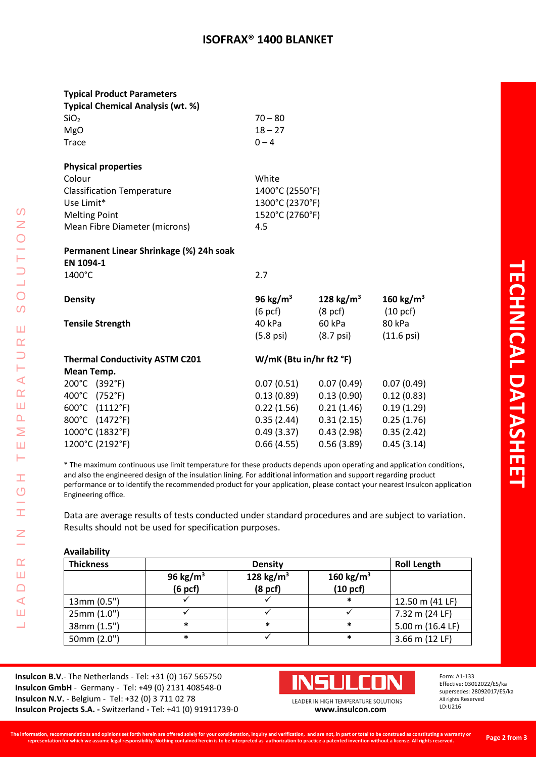# ISOFRAX® 1400 BLANKET

**Typical Product Parameters**

**Typical Chemical Analysis (wt. %)**

| | |
|---|---|
| $SiO_2$ | 70 – 80 |
| MgO | 18 – 27 |
| Trace | 0 – 4 |

**Physical properties**

| | |
|---|---|
| Colour | White |
| Classification Temperature | 1400°C (2550°F) |
| Use Limit* | 1300°C (2370°F) |
| Melting Point | 1520°C (2760°F) |
| Mean Fibre Diameter (microns) | 4.5 |

**Permanent Linear Shrinkage (%) 24h soak EN 1094-1**

| | |
|---|---|
| 1400°C | 2.7 |

| **Density** | **96 kg/m³** (6 pcf) | **128 kg/m³** (8 pcf) | **160 kg/m³** (10 pcf) |
|---|---|---|---|
| **Tensile Strength** | 40 kPa (5.8 psi) | 60 kPa (8.7 psi) | 80 kPa (11.6 psi) |

| **Thermal Conductivity ASTM C201** | **W/mK (Btu in/hr ft2 °F)** | | |
|---|---|---|---|
| **Mean Temp.** | | | |
| 200°C (392°F) | 0.07 (0.51) | 0.07 (0.49) | 0.07 (0.49) |
| 400°C (752°F) | 0.13 (0.89) | 0.13 (0.90) | 0.12 (0.83) |
| 600°C (1112°F) | 0.22 (1.56) | 0.21 (1.46) | 0.19 (1.29) |
| 800°C (1472°F) | 0.35 (2.44) | 0.31 (2.15) | 0.25 (1.76) |
| 1000°C (1832°F) | 0.49 (3.37) | 0.43 (2.98) | 0.35 (2.42) |
| 1200°C (2192°F) | 0.66 (4.55) | 0.56 (3.89) | 0.45 (3.14) |

* The maximum continuous use limit temperature for these products depends upon operating and application conditions, and also the engineered design of the insulation lining. For additional information and support regarding product performance or to identify the recommended product for your application, please contact your nearest Insulcon application Engineering office.

Data are average results of tests conducted under standard procedures and are subject to variation. Results should not be used for specification purposes.

**Availability**

| Thickness | Density | | | Roll Length |
|---|---|---|---|---|
| | 96 kg/m³ (6 pcf) | 128 kg/m³ (8 pcf) | 160 kg/m³ (10 pcf) | |
| 13mm (0.5") | ✓ | ✓ | * | 12.50 m (41 LF) |
| 25mm (1.0") | ✓ | ✓ | ✓ | 7.32 m (24 LF) |
| 38mm (1.5") | * | * | * | 5.00 m (16.4 LF) |
| 50mm (2.0") | * | ✓ | * | 3.66 m (12 LF) |

**Insulcon B.V**.- The Netherlands - Tel: +31 (0) 167 565750
**Insulcon GmbH** - Germany - Tel: +49 (0) 2131 408548-0
**Insulcon N.V.** - Belgium - Tel: +32 (0) 3 711 02 78
**Insulcon Projects S.A.** - Switzerland - Tel: +41 (0) 91911739-0

INSULCON – LEADER IN HIGH TEMPERATURE SOLUTIONS – **www.insulcon.com**

Form: A1-133
Effective: 03012022/ES/ka
supersedes: 28092017/ES/ka
All rights Reserved
LD:U216

The information, recommendations and opinions set forth herein are offered solely for your consideration, inquiry and verification, and are not, in part or total to be construed as constituting a warranty or representation for which we assume legal responsibility. Nothing contained herein is to be interpreted as authorization to practice a patented invention without a license. All rights reserved.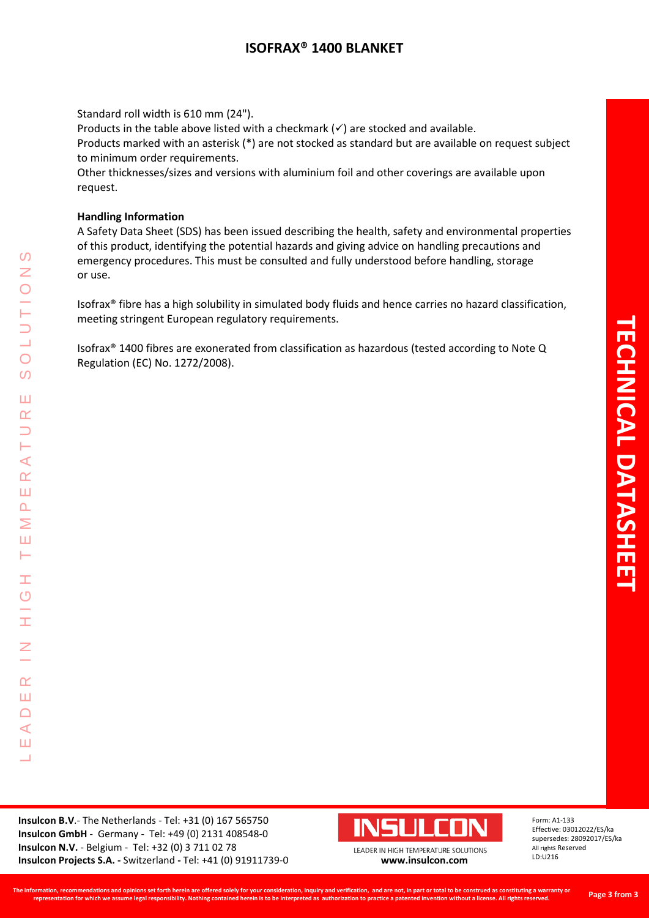Standard roll width is 610 mm (24").
Products in the table above listed with a checkmark (✓) are stocked and available.
Products marked with an asterisk (*) are not stocked as standard but are available on request subject to minimum order requirements.
Other thicknesses/sizes and versions with aluminium foil and other coverings are available upon request.

**Handling Information**

A Safety Data Sheet (SDS) has been issued describing the health, safety and environmental properties of this product, identifying the potential hazards and giving advice on handling precautions and emergency procedures. This must be consulted and fully understood before handling, storage or use.

Isofrax® fibre has a high solubility in simulated body fluids and hence carries no hazard classification, meeting stringent European regulatory requirements.

Isofrax® 1400 fibres are exonerated from classification as hazardous (tested according to Note Q Regulation (EC) No. 1272/2008).